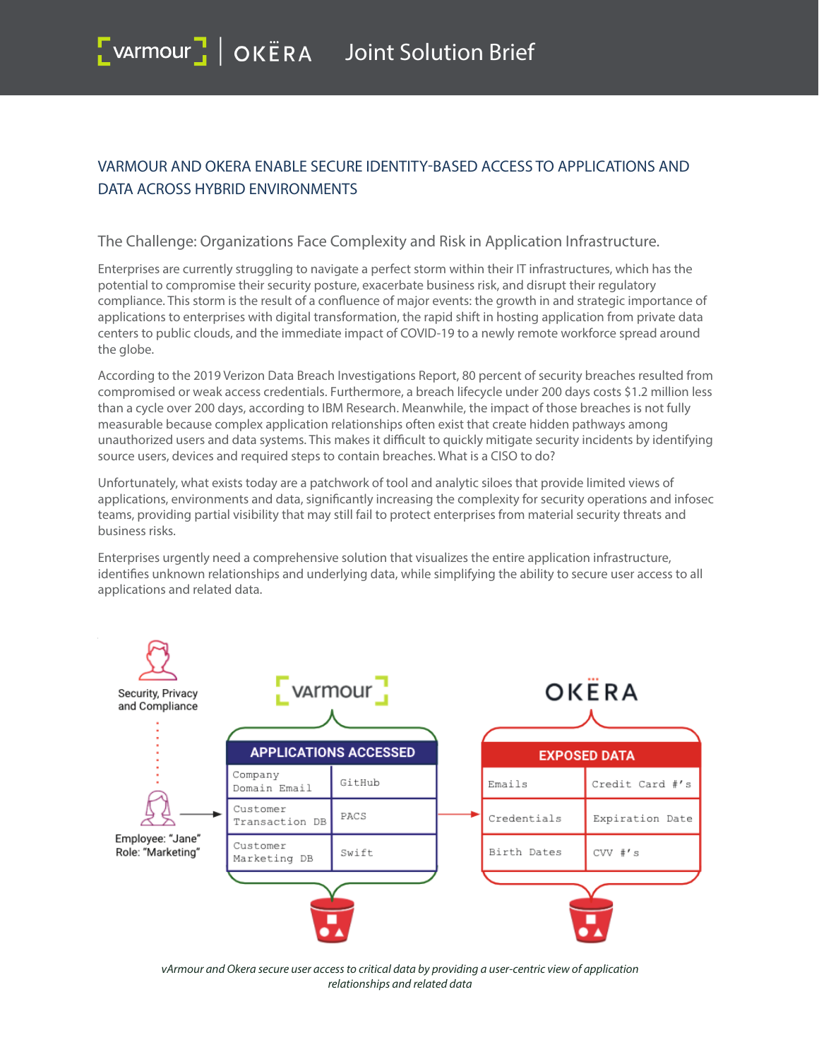# vArmour | OKERA Joint Solution Brief

## VARMOUR AND OKERA ENABLE SECURE IDENTITY-BASED ACCESS TO APPLICATIONS AND DATA ACROSS HYBRID ENVIRONMENTS

### The Challenge: Organizations Face Complexity and Risk in Application Infrastructure.

Enterprises are currently struggling to navigate a perfect storm within their IT infrastructures, which has the potential to compromise their security posture, exacerbate business risk, and disrupt their regulatory compliance. This storm is the result of a confluence of major events: the growth in and strategic importance of applications to enterprises with digital transformation, the rapid shift in hosting application from private data centers to public clouds, and the immediate impact of COVID-19 to a newly remote workforce spread around the globe.

According to the 2019 Verizon Data Breach Investigations Report, 80 percent of security breaches resulted from compromised or weak access credentials. Furthermore, a breach lifecycle under 200 days costs $1.2 million less than a cycle over 200 days, according to IBM Research. Meanwhile, the impact of those breaches is not fully measurable because complex application relationships often exist that create hidden pathways among unauthorized users and data systems. This makes it difficult to quickly mitigate security incidents by identifying source users, devices and required steps to contain breaches. What is a CISO to do?

Unfortunately, what exists today are a patchwork of tool and analytic siloes that provide limited views of applications, environments and data, significantly increasing the complexity for security operations and infosec teams, providing partial visibility that may still fail to protect enterprises from material security threats and business risks.

Enterprises urgently need a comprehensive solution that visualizes the entire application infrastructure, identifies unknown relationships and underlying data, while simplifying the ability to secure user access to all applications and related data.

Security, Privacy and Compliance

Employee: "Jane"
Role: "Marketing"

**vArmour — APPLICATIONS ACCESSED**

| | |
|---|---|
| Company Domain Email | GitHub |
| Customer Transaction DB | PACS |
| Customer Marketing DB | Swift |

**OKERA — EXPOSED DATA**

| | |
|---|---|
| Emails | Credit Card #'s |
| Credentials | Expiration Date |
| Birth Dates | CVV #'s |

*vArmour and Okera secure user access to critical data by providing a user-centric view of application relationships and related data*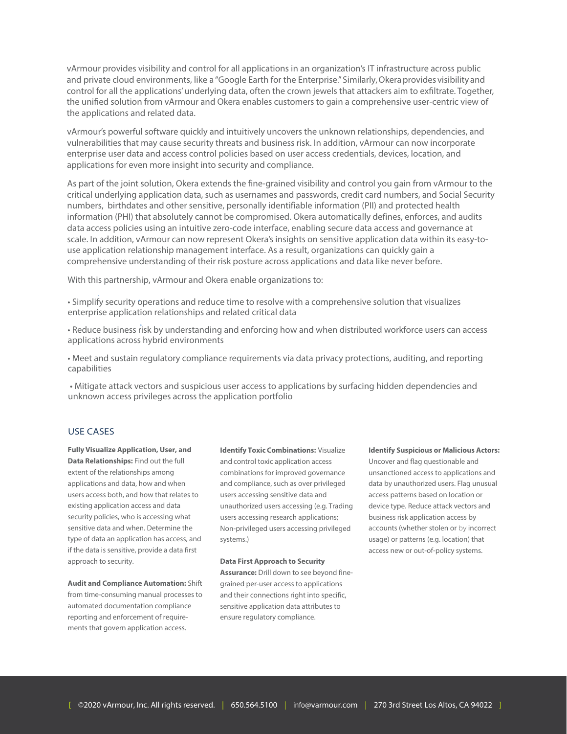vArmour provides visibility and control for all applications in an organization's IT infrastructure across public and private cloud environments, like a "Google Earth for the Enterprise." Similarly, Okera provides visibility and control for all the applications' underlying data, often the crown jewels that attackers aim to exfiltrate. Together, the unified solution from vArmour and Okera enables customers to gain a comprehensive user-centric view of the applications and related data.

vArmour's powerful software quickly and intuitively uncovers the unknown relationships, dependencies, and vulnerabilities that may cause security threats and business risk. In addition, vArmour can now incorporate enterprise user data and access control policies based on user access credentials, devices, location, and applications for even more insight into security and compliance.

As part of the joint solution, Okera extends the fine-grained visibility and control you gain from vArmour to the critical underlying application data, such as usernames and passwords, credit card numbers, and Social Security numbers, birthdates and other sensitive, personally identifiable information (PII) and protected health information (PHI) that absolutely cannot be compromised. Okera automatically defines, enforces, and audits data access policies using an intuitive zero-code interface, enabling secure data access and governance at scale. In addition, vArmour can now represent Okera's insights on sensitive application data within its easy-to-use application relationship management interface. As a result, organizations can quickly gain a comprehensive understanding of their risk posture across applications and data like never before.

With this partnership, vArmour and Okera enable organizations to:

- Simplify security operations and reduce time to resolve with a comprehensive solution that visualizes enterprise application relationships and related critical data
- Reduce business risk by understanding and enforcing how and when distributed workforce users can access applications across hybrid environments
- Meet and sustain regulatory compliance requirements via data privacy protections, auditing, and reporting capabilities
- Mitigate attack vectors and suspicious user access to applications by surfacing hidden dependencies and unknown access privileges across the application portfolio

## USE CASES

**Fully Visualize Application, User, and Data Relationships:** Find out the full extent of the relationships among applications and data, how and when users access both, and how that relates to existing application access and data security policies, who is accessing what sensitive data and when. Determine the type of data an application has access, and if the data is sensitive, provide a data first approach to security.

**Audit and Compliance Automation:** Shift from time-consuming manual processes to automated documentation compliance reporting and enforcement of requirements that govern application access.

**Identify Toxic Combinations:** Visualize and control toxic application access combinations for improved governance and compliance, such as over privileged users accessing sensitive data and unauthorized users accessing (e.g. Trading users accessing research applications; Non-privileged users accessing privileged systems.)

**Data First Approach to Security Assurance:** Drill down to see beyond fine-grained per-user access to applications and their connections right into specific, sensitive application data attributes to ensure regulatory compliance.

**Identify Suspicious or Malicious Actors:** Uncover and flag questionable and unsanctioned access to applications and data by unauthorized users. Flag unusual access patterns based on location or device type. Reduce attack vectors and business risk application access by accounts (whether stolen or by incorrect usage) or patterns (e.g. location) that access new or out-of-policy systems.

[ ©2020 vArmour, Inc. All rights reserved. | 650.564.5100 | info@varmour.com | 270 3rd Street Los Altos, CA 94022 ]